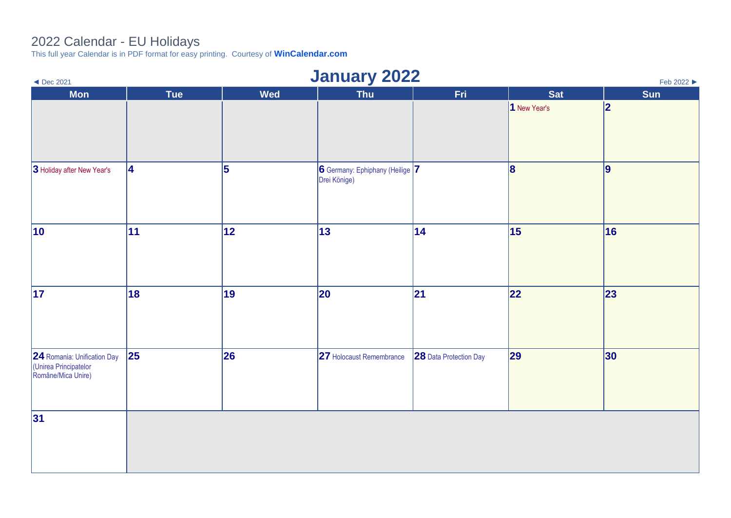# 2022 Calendar - EU Holidays

This full year Calendar is in PDF format for easy printing. Courtesy of **WinCalendar.com**

◄ Dec 2021

## January 2022

Feb 2022 ►

| Mon | Tue | Wed | Thu | Fri | Sat | Sun |
|---|---|---|---|---|---|---|
| | | | | | **1** New Year's | **2** |
| **3** Holiday after New Year's | **4** | **5** | **6** Germany: Ephiphany (Heilige Drei Könige) | **7** | **8** | **9** |
| **10** | **11** | **12** | **13** | **14** | **15** | **16** |
| **17** | **18** | **19** | **20** | **21** | **22** | **23** |
| **24** Romania: Unification Day (Unirea Principatelor Române/Mica Unire) | **25** | **26** | **27** Holocaust Remembrance | **28** Data Protection Day | **29** | **30** |
| **31** | | | | | | |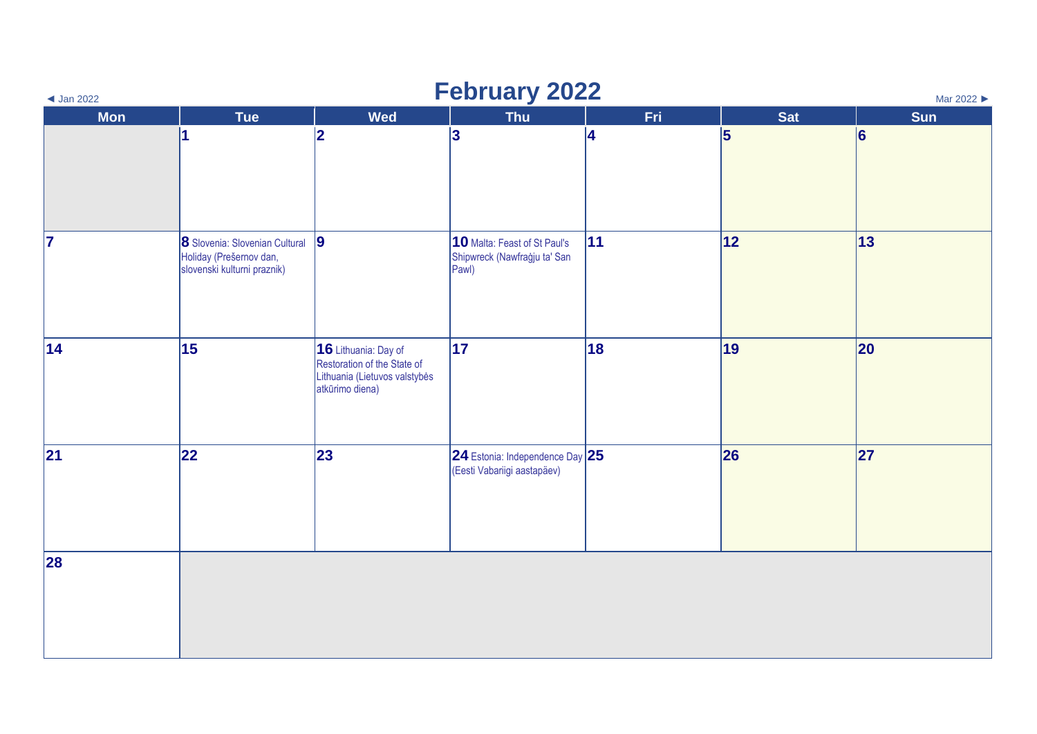◄ Jan 2022

# February 2022

Mar 2022 ►

| Mon | Tue | Wed | Thu | Fri | Sat | Sun |
|---|---|---|---|---|---|---|
| | **1** | **2** | **3** | **4** | **5** | **6** |
| **7** | **8** Slovenia: Slovenian Cultural Holiday (Prešernov dan, slovenski kulturni praznik) | **9** | **10** Malta: Feast of St Paul's Shipwreck (Nawfraġju ta' San Pawl) | **11** | **12** | **13** |
| **14** | **15** | **16** Lithuania: Day of Restoration of the State of Lithuania (Lietuvos valstybės atkūrimo diena) | **17** | **18** | **19** | **20** |
| **21** | **22** | **23** | **24** Estonia: Independence Day (Eesti Vabariigi aastapäev) | **25** | **26** | **27** |
| **28** | | | | | | |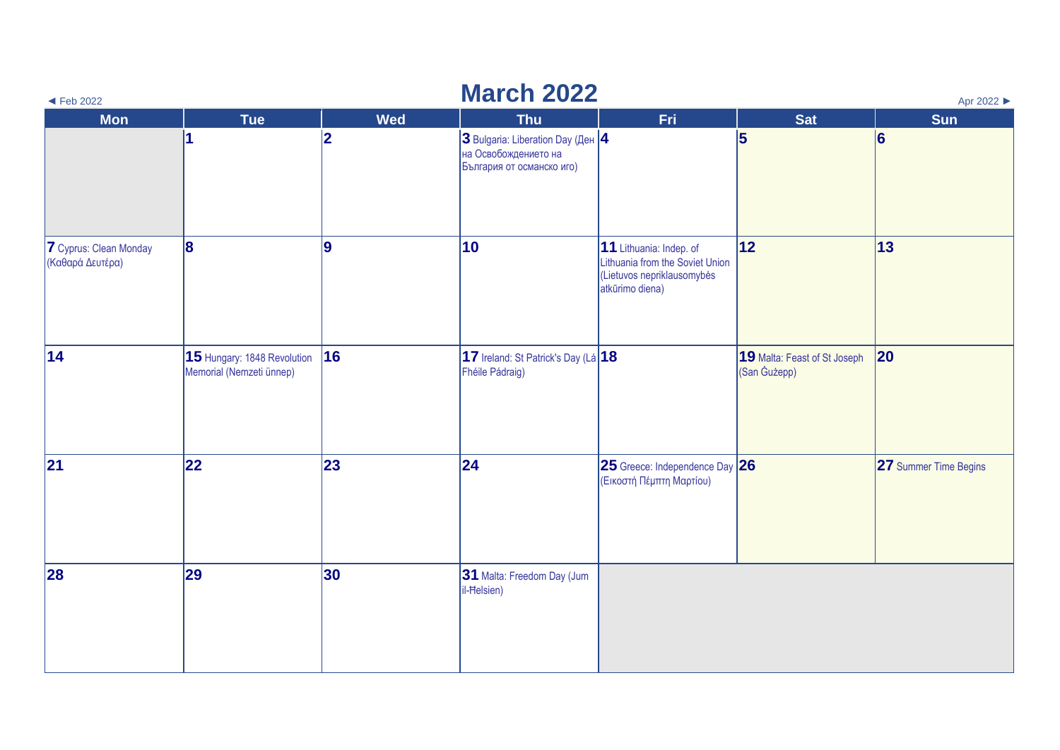◄ Feb 2022

# March 2022

Apr 2022 ►

| Mon | Tue | Wed | Thu | Fri | Sat | Sun |
|---|---|---|---|---|---|---|
| | **1** | **2** | **3** Bulgaria: Liberation Day (Ден на Освобождението на България от османско иго) | **4** | **5** | **6** |
| **7** Cyprus: Clean Monday (Καθαρά Δευτέρα) | **8** | **9** | **10** | **11** Lithuania: Indep. of Lithuania from the Soviet Union (Lietuvos nepriklausomybės atkūrimo diena) | **12** | **13** |
| **14** | **15** Hungary: 1848 Revolution Memorial (Nemzeti ünnep) | **16** | **17** Ireland: St Patrick's Day (Lá Fhéile Pádraig) | **18** | **19** Malta: Feast of St Joseph (San Ġużepp) | **20** |
| **21** | **22** | **23** | **24** | **25** Greece: Independence Day (Εικοστή Πέμπτη Μαρτίου) | **26** | **27** Summer Time Begins |
| **28** | **29** | **30** | **31** Malta: Freedom Day (Jum il-Ħelsien) | | | |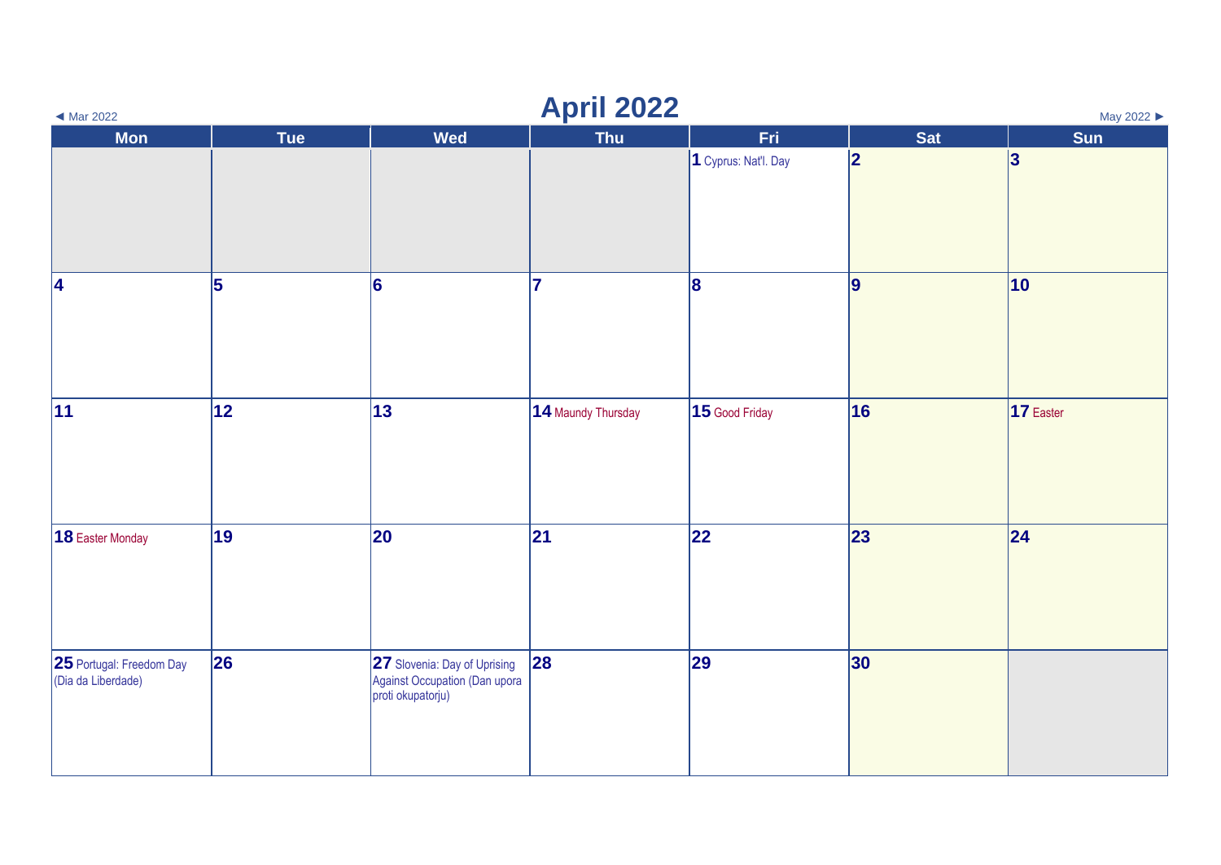◄ Mar 2022

# April 2022

May 2022 ►

| Mon | Tue | Wed | Thu | Fri | Sat | Sun |
|---|---|---|---|---|---|---|
| | | | | **1** Cyprus: Nat'l. Day | **2** | **3** |
| **4** | **5** | **6** | **7** | **8** | **9** | **10** |
| **11** | **12** | **13** | **14** Maundy Thursday | **15** Good Friday | **16** | **17** Easter |
| **18** Easter Monday | **19** | **20** | **21** | **22** | **23** | **24** |
| **25** Portugal: Freedom Day (Dia da Liberdade) | **26** | **27** Slovenia: Day of Uprising Against Occupation (Dan upora proti okupatorju) | **28** | **29** | **30** | |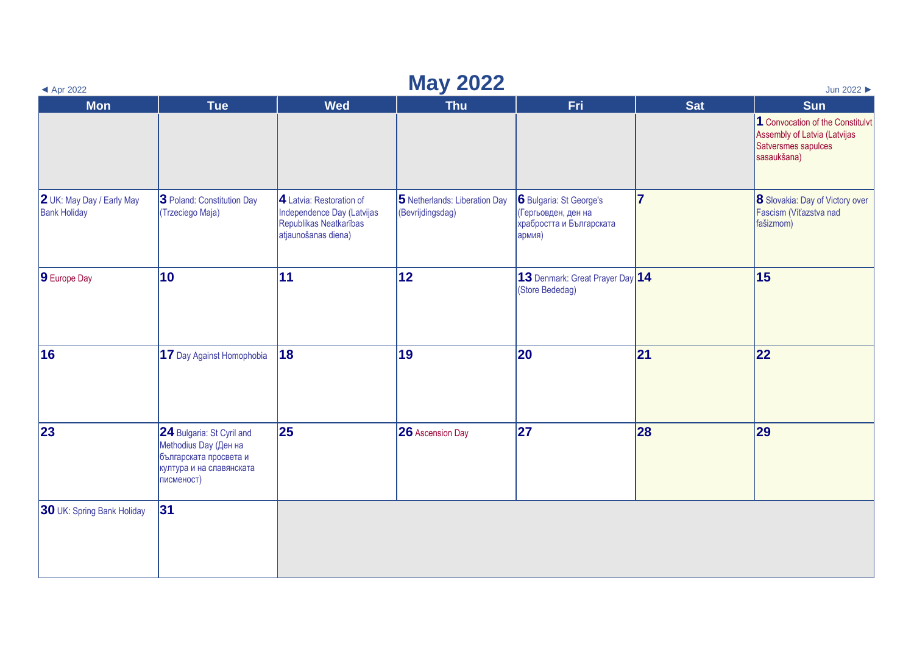# May 2022

◄ Apr 2022 | Jun 2022 ►

| Mon | Tue | Wed | Thu | Fri | Sat | Sun |
|---|---|---|---|---|---|---|
| | | | | | | **1** Convocation of the Constitulvt Assembly of Latvia (Latvijas Satversmes sapulces sasaukšana) |
| **2** UK: May Day / Early May Bank Holiday | **3** Poland: Constitution Day (Trzeciego Maja) | **4** Latvia: Restoration of Independence Day (Latvijas Republikas Neatkarības atjaunošanas diena) | **5** Netherlands: Liberation Day (Bevrijdingsdag) | **6** Bulgaria: St George's (Гергьовден, ден на храбростта и Българската армия) | **7** | **8** Slovakia: Day of Victory over Fascism (Víťazstva nad fašizmom) |
| **9** Europe Day | **10** | **11** | **12** | **13** Denmark: Great Prayer Day (Store Bededag) | **14** | **15** |
| **16** | **17** Day Against Homophobia | **18** | **19** | **20** | **21** | **22** |
| **23** | **24** Bulgaria: St Cyril and Methodius Day (Ден на българската просвета и култура и на славянската писменост) | **25** | **26** Ascension Day | **27** | **28** | **29** |
| **30** UK: Spring Bank Holiday | **31** | | | | | |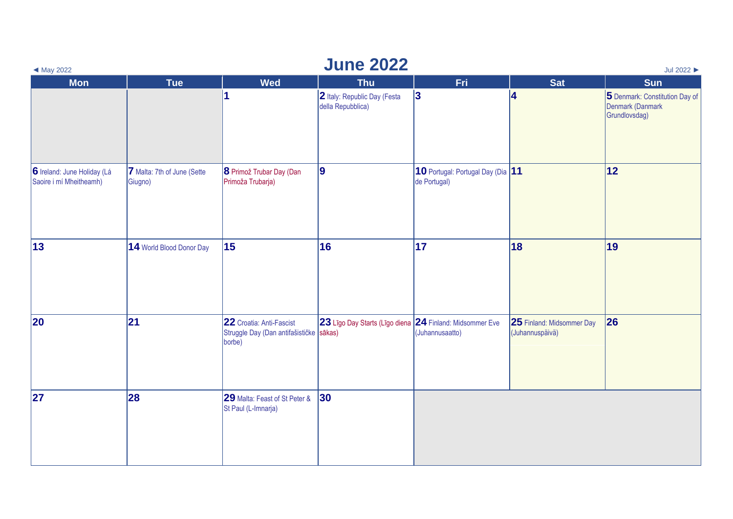◄ May 2022

# June 2022

Jul 2022 ►

| Mon | Tue | Wed | Thu | Fri | Sat | Sun |
|---|---|---|---|---|---|---|
| | | **1** | **2** Italy: Republic Day (Festa della Repubblica) | **3** | **4** | **5** Denmark: Constitution Day of Denmark (Danmark Grundlovsdag) |
| **6** Ireland: June Holiday (Lá Saoire i mí Mheitheamh) | **7** Malta: 7th of June (Sette Giugno) | **8** Primož Trubar Day (Dan Primoža Trubarja) | **9** | **10** Portugal: Portugal Day (Dia de Portugal) | **11** | **12** |
| **13** | **14** World Blood Donor Day | **15** | **16** | **17** | **18** | **19** |
| **20** | **21** | **22** Croatia: Anti-Fascist Struggle Day (Dan antifašističke borbe) | **23** Līgo Day Starts (Līgo diena sākas) | **24** Finland: Midsommer Eve (Juhannusaatto) | **25** Finland: Midsommer Day (Juhannuspäivä) | **26** |
| **27** | **28** | **29** Malta: Feast of St Peter & St Paul (L-Imnarja) | **30** | | | |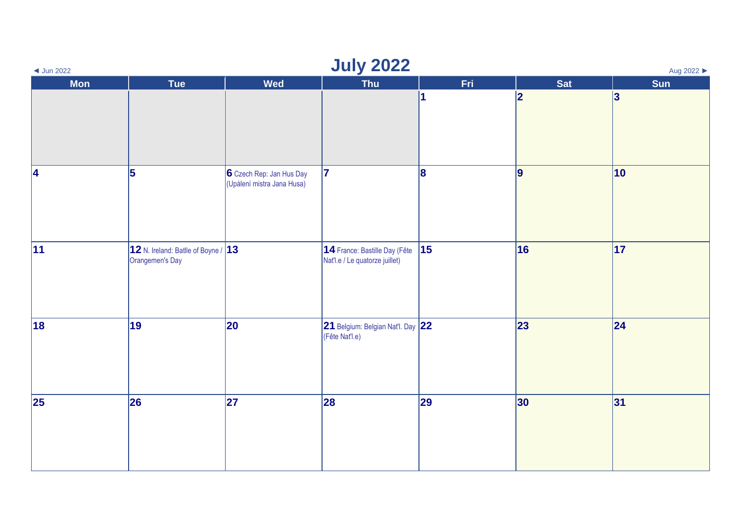◄ Jun 2022

# July 2022

Aug 2022 ►

| Mon | Tue | Wed | Thu | Fri | Sat | Sun |
|---|---|---|---|---|---|---|
| | | | | 1 | 2 | 3 |
| 4 | 5 | 6 Czech Rep: Jan Hus Day (Upálení mistra Jana Husa) | 7 | 8 | 9 | 10 |
| 11 | 12 N. Ireland: Batlle of Boyne / Orangemen's Day | 13 | 14 France: Bastille Day (Fête Nat'l.e / Le quatorze juillet) | 15 | 16 | 17 |
| 18 | 19 | 20 | 21 Belgium: Belgian Nat'l. Day (Fête Nat'l.e) | 22 | 23 | 24 |
| 25 | 26 | 27 | 28 | 29 | 30 | 31 |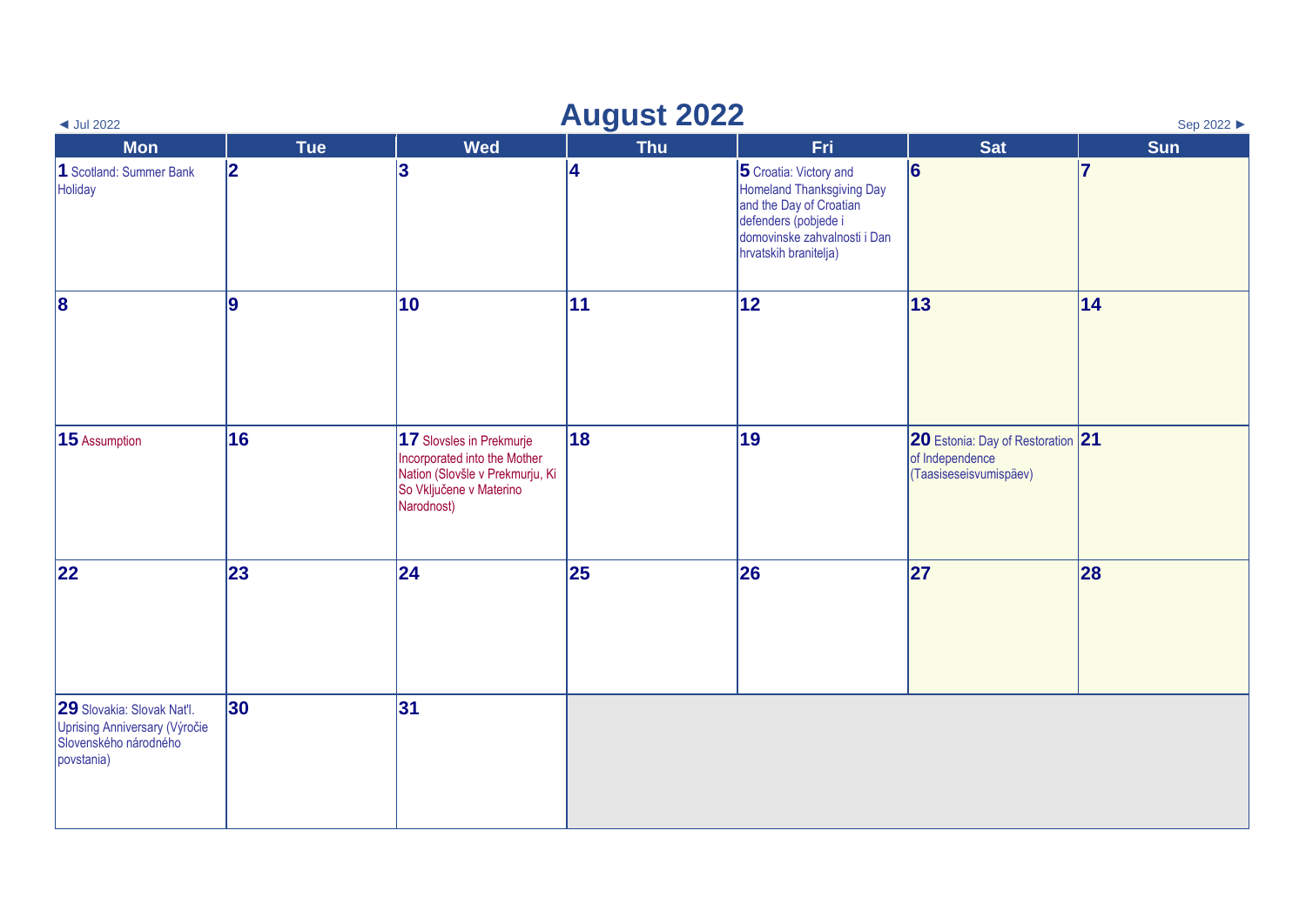◄ Jul 2022

# August 2022

Sep 2022 ►

| Mon | Tue | Wed | Thu | Fri | Sat | Sun |
|---|---|---|---|---|---|---|
| **1** Scotland: Summer Bank Holiday | **2** | **3** | **4** | **5** Croatia: Victory and Homeland Thanksgiving Day and the Day of Croatian defenders (pobjede i domovinske zahvalnosti i Dan hrvatskih branitelja) | **6** | **7** |
| **8** | **9** | **10** | **11** | **12** | **13** | **14** |
| **15** Assumption | **16** | **17** Slovsles in Prekmurje Incorporated into the Mother Nation (Slovšle v Prekmurju, Ki So Vključene v Materino Narodnost) | **18** | **19** | **20** Estonia: Day of Restoration of Independence (Taasiseseisvumispäev) | **21** |
| **22** | **23** | **24** | **25** | **26** | **27** | **28** |
| **29** Slovakia: Slovak Nat'l. Uprising Anniversary (Výročie Slovenského národného povstania) | **30** | **31** | | | | |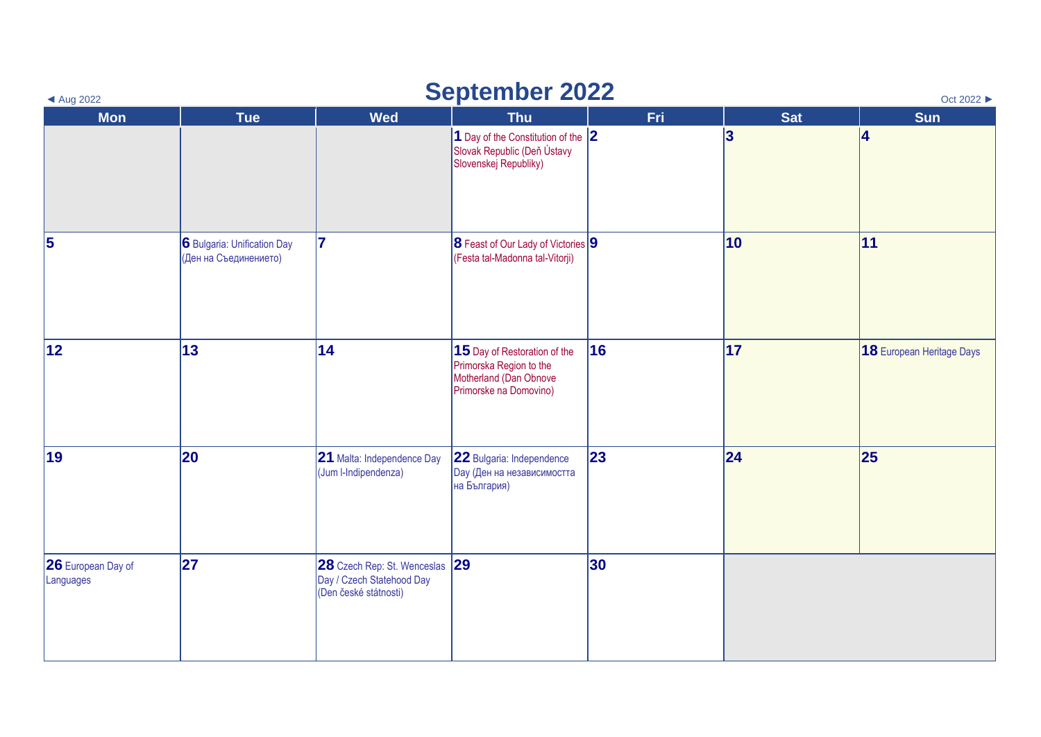◄ Aug 2022

# September 2022

Oct 2022 ►

| Mon | Tue | Wed | Thu | Fri | Sat | Sun |
|---|---|---|---|---|---|---|
| | | | **1** Day of the Constitution of the Slovak Republic (Deň Ústavy Slovenskej Republiky) | **2** | **3** | **4** |
| **5** | **6** Bulgaria: Unification Day (Ден на Съединението) | **7** | **8** Feast of Our Lady of Victories (Festa tal-Madonna tal-Vitorji) | **9** | **10** | **11** |
| **12** | **13** | **14** | **15** Day of Restoration of the Primorska Region to the Motherland (Dan Obnove Primorske na Domovino) | **16** | **17** | **18** European Heritage Days |
| **19** | **20** | **21** Malta: Independence Day (Jum l-Indipendenza) | **22** Bulgaria: Independence Day (Ден на независимостта на България) | **23** | **24** | **25** |
| **26** European Day of Languages | **27** | **28** Czech Rep: St. Wenceslas Day / Czech Statehood Day (Den české státnosti) | **29** | **30** | | |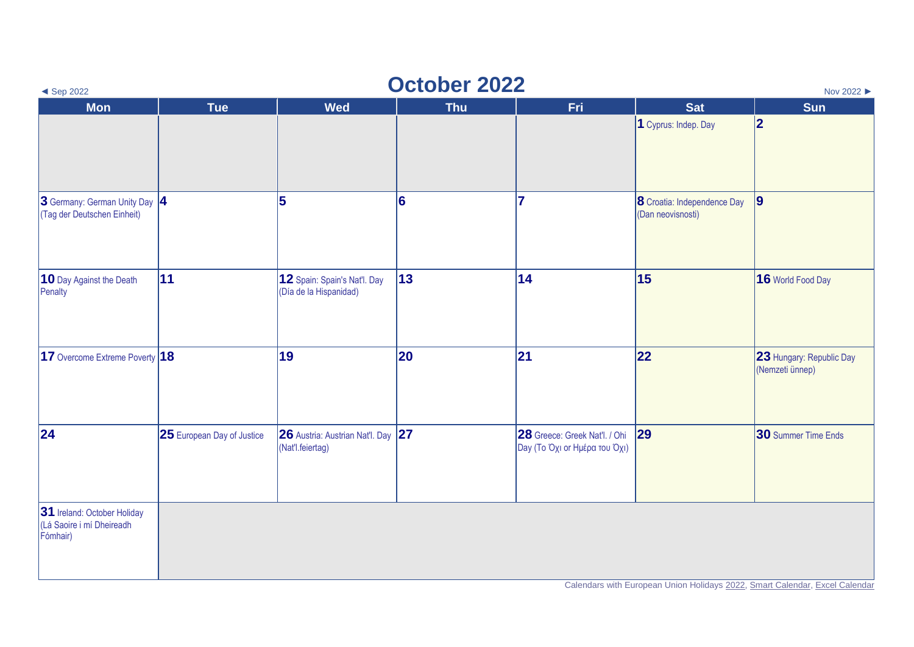◄ Sep 2022

# October 2022

Nov 2022 ►

| Mon | Tue | Wed | Thu | Fri | Sat | Sun |
|---|---|---|---|---|---|---|
| | | | | | **1** Cyprus: Indep. Day | **2** |
| **3** Germany: German Unity Day (Tag der Deutschen Einheit) | **4** | **5** | **6** | **7** | **8** Croatia: Independence Day (Dan neovisnosti) | **9** |
| **10** Day Against the Death Penalty | **11** | **12** Spain: Spain's Nat'l. Day (Día de la Hispanidad) | **13** | **14** | **15** | **16** World Food Day |
| **17** Overcome Extreme Poverty | **18** | **19** | **20** | **21** | **22** | **23** Hungary: Republic Day (Nemzeti ünnep) |
| **24** | **25** European Day of Justice | **26** Austria: Austrian Nat'l. Day (Nat'l.feiertag) | **27** | **28** Greece: Greek Nat'l. / Ohi Day (Το Όχι or Ημέρα του Όχι) | **29** | **30** Summer Time Ends |
| **31** Ireland: October Holiday (Lá Saoire i mí Dheireadh Fómhair) | | | | | | |

Calendars with European Union Holidays 2022, Smart Calendar, Excel Calendar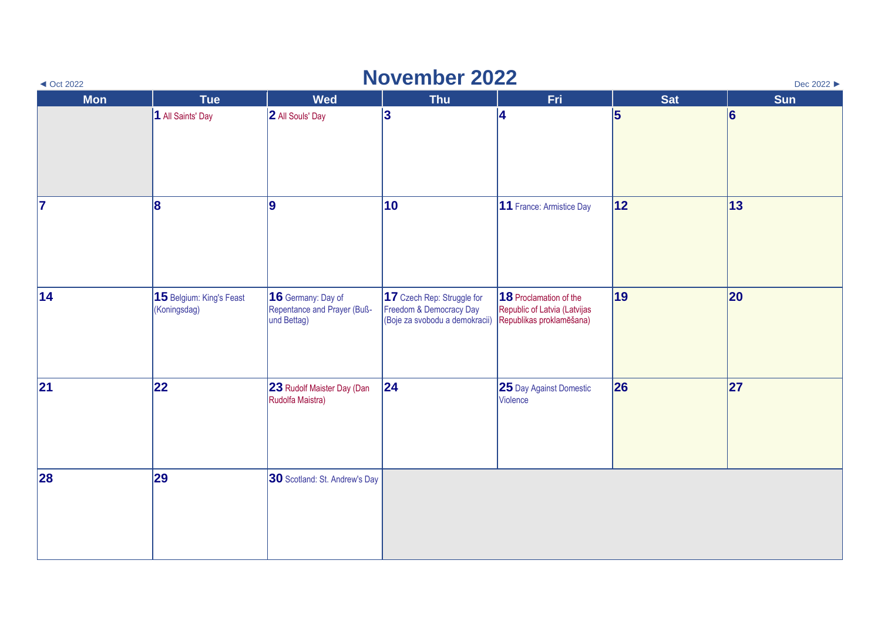◄ Oct 2022

# November 2022

Dec 2022 ►

| Mon | Tue | Wed | Thu | Fri | Sat | Sun |
|---|---|---|---|---|---|---|
| | **1** All Saints' Day | **2** All Souls' Day | **3** | **4** | **5** | **6** |
| **7** | **8** | **9** | **10** | **11** France: Armistice Day | **12** | **13** |
| **14** | **15** Belgium: King's Feast (Koningsdag) | **16** Germany: Day of Repentance and Prayer (Buß- und Bettag) | **17** Czech Rep: Struggle for Freedom & Democracy Day (Boje za svobodu a demokracii) | **18** Proclamation of the Republic of Latvia (Latvijas Republikas proklamēšana) | **19** | **20** |
| **21** | **22** | **23** Rudolf Maister Day (Dan Rudolfa Maistra) | **24** | **25** Day Against Domestic Violence | **26** | **27** |
| **28** | **29** | **30** Scotland: St. Andrew's Day | | | | |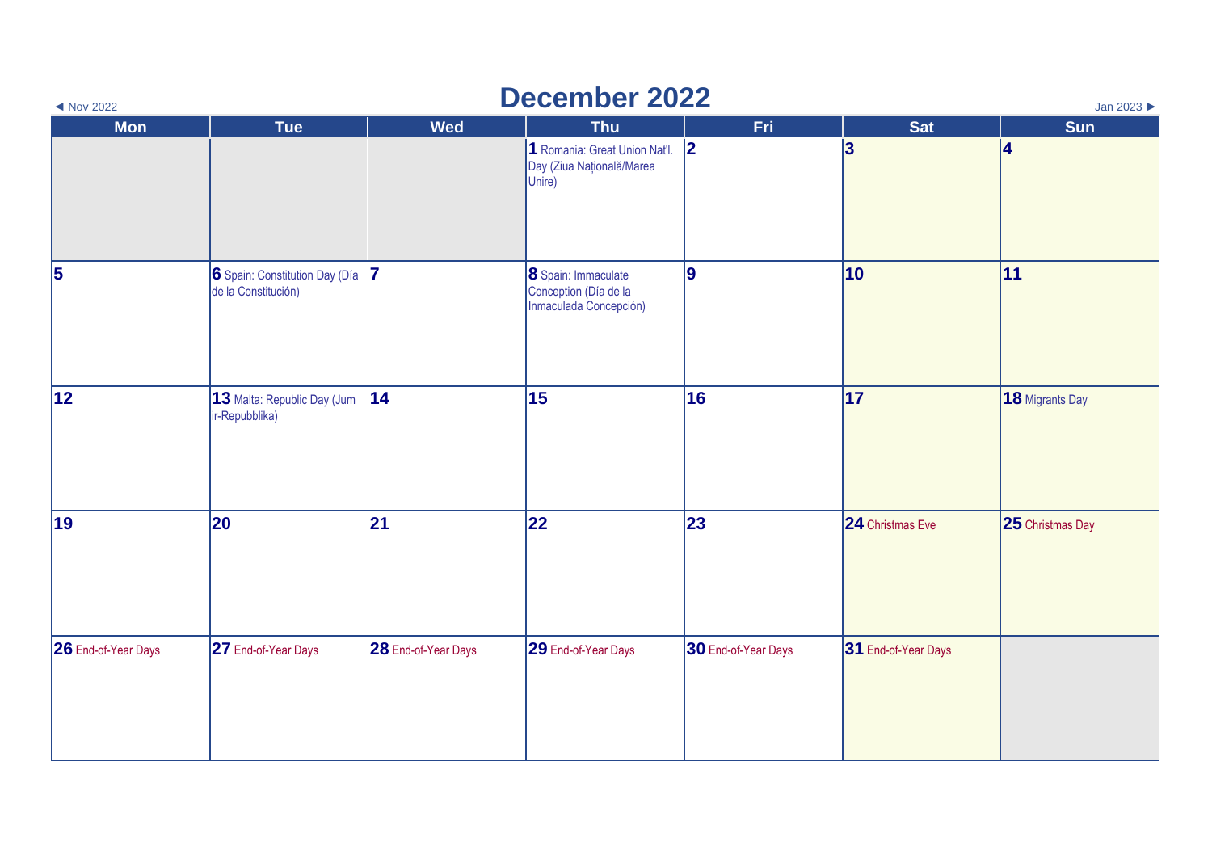◄ Nov 2022

# December 2022

Jan 2023 ►

| Mon | Tue | Wed | Thu | Fri | Sat | Sun |
|---|---|---|---|---|---|---|
| | | | **1** Romania: Great Union Nat'l. Day (Ziua Națională/Marea Unire) | **2** | **3** | **4** |
| **5** | **6** Spain: Constitution Day (Día de la Constitución) | **7** | **8** Spain: Immaculate Conception (Día de la Inmaculada Concepción) | **9** | **10** | **11** |
| **12** | **13** Malta: Republic Day (Jum ir-Repubblika) | **14** | **15** | **16** | **17** | **18** Migrants Day |
| **19** | **20** | **21** | **22** | **23** | **24** Christmas Eve | **25** Christmas Day |
| **26** End-of-Year Days | **27** End-of-Year Days | **28** End-of-Year Days | **29** End-of-Year Days | **30** End-of-Year Days | **31** End-of-Year Days | |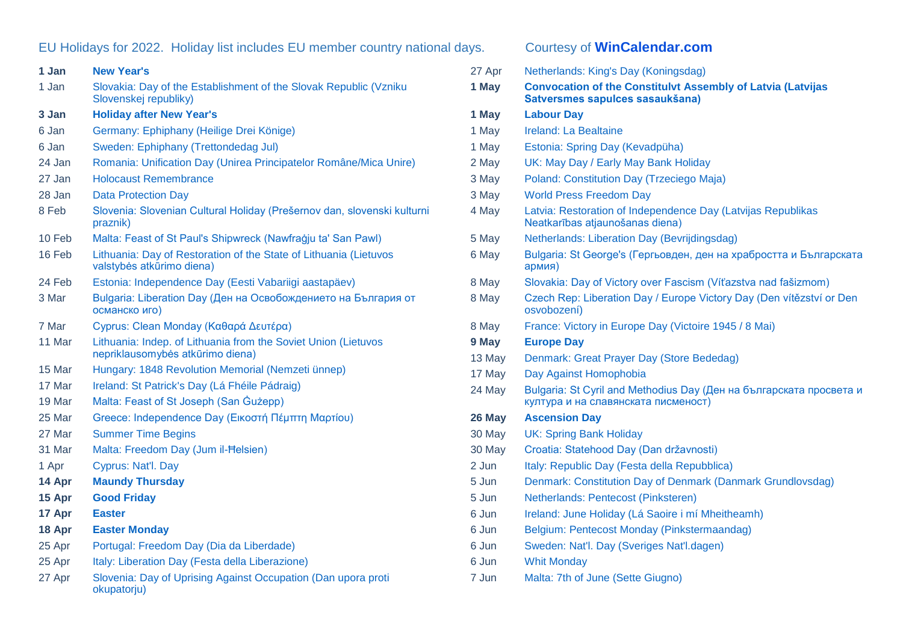EU Holidays for 2022. Holiday list includes EU member country national days.

Courtesy of **WinCalendar.com**

| | |
|---|---|
| **1 Jan** | **New Year's** |
| 1 Jan | Slovakia: Day of the Establishment of the Slovak Republic (Vzniku Slovenskej republiky) |
| **3 Jan** | **Holiday after New Year's** |
| 6 Jan | Germany: Ephiphany (Heilige Drei Könige) |
| 6 Jan | Sweden: Ephiphany (Trettondedag Jul) |
| 24 Jan | Romania: Unification Day (Unirea Principatelor Române/Mica Unire) |
| 27 Jan | Holocaust Remembrance |
| 28 Jan | Data Protection Day |
| 8 Feb | Slovenia: Slovenian Cultural Holiday (Prešernov dan, slovenski kulturni praznik) |
| 10 Feb | Malta: Feast of St Paul's Shipwreck (Nawfraġju ta' San Pawl) |
| 16 Feb | Lithuania: Day of Restoration of the State of Lithuania (Lietuvos valstybės atkūrimo diena) |
| 24 Feb | Estonia: Independence Day (Eesti Vabariigi aastapäev) |
| 3 Mar | Bulgaria: Liberation Day (Ден на Освобождението на България от османско иго) |
| 7 Mar | Cyprus: Clean Monday (Καθαρά Δευτέρα) |
| 11 Mar | Lithuania: Indep. of Lithuania from the Soviet Union (Lietuvos nepriklausomybės atkūrimo diena) |
| 15 Mar | Hungary: 1848 Revolution Memorial (Nemzeti ünnep) |
| 17 Mar | Ireland: St Patrick's Day (Lá Fhéile Pádraig) |
| 19 Mar | Malta: Feast of St Joseph (San Ġużepp) |
| 25 Mar | Greece: Independence Day (Εικοστή Πέμπτη Μαρτίου) |
| 27 Mar | Summer Time Begins |
| 31 Mar | Malta: Freedom Day (Jum il-Ħelsien) |
| 1 Apr | Cyprus: Nat'l. Day |
| **14 Apr** | **Maundy Thursday** |
| **15 Apr** | **Good Friday** |
| **17 Apr** | **Easter** |
| **18 Apr** | **Easter Monday** |
| 25 Apr | Portugal: Freedom Day (Dia da Liberdade) |
| 25 Apr | Italy: Liberation Day (Festa della Liberazione) |
| 27 Apr | Slovenia: Day of Uprising Against Occupation (Dan upora proti okupatorju) |
| 27 Apr | Netherlands: King's Day (Koningsdag) |
| **1 May** | **Convocation of the Constitulvt Assembly of Latvia (Latvijas Satversmes sapulces sasaukšana)** |
| **1 May** | **Labour Day** |
| 1 May | Ireland: La Bealtaine |
| 1 May | Estonia: Spring Day (Kevadpüha) |
| 2 May | UK: May Day / Early May Bank Holiday |
| 3 May | Poland: Constitution Day (Trzeciego Maja) |
| 3 May | World Press Freedom Day |
| 4 May | Latvia: Restoration of Independence Day (Latvijas Republikas Neatkarības atjaunošanas diena) |
| 5 May | Netherlands: Liberation Day (Bevrijdingsdag) |
| 6 May | Bulgaria: St George's (Гергьовден, ден на храбростта и Българската армия) |
| 8 May | Slovakia: Day of Victory over Fascism (Víťazstva nad fašizmom) |
| 8 May | Czech Rep: Liberation Day / Europe Victory Day (Den vítězství or Den osvobození) |
| 8 May | France: Victory in Europe Day (Victoire 1945 / 8 Mai) |
| **9 May** | **Europe Day** |
| 13 May | Denmark: Great Prayer Day (Store Bededag) |
| 17 May | Day Against Homophobia |
| 24 May | Bulgaria: St Cyril and Methodius Day (Ден на българската просвета и култура и на славянската писменост) |
| **26 May** | **Ascension Day** |
| 30 May | UK: Spring Bank Holiday |
| 30 May | Croatia: Statehood Day (Dan državnosti) |
| 2 Jun | Italy: Republic Day (Festa della Repubblica) |
| 5 Jun | Denmark: Constitution Day of Denmark (Danmark Grundlovsdag) |
| 5 Jun | Netherlands: Pentecost (Pinksteren) |
| 6 Jun | Ireland: June Holiday (Lá Saoire i mí Mheitheamh) |
| 6 Jun | Belgium: Pentecost Monday (Pinkstermaandag) |
| 6 Jun | Sweden: Nat'l. Day (Sveriges Nat'l.dagen) |
| 6 Jun | Whit Monday |
| 7 Jun | Malta: 7th of June (Sette Giugno) |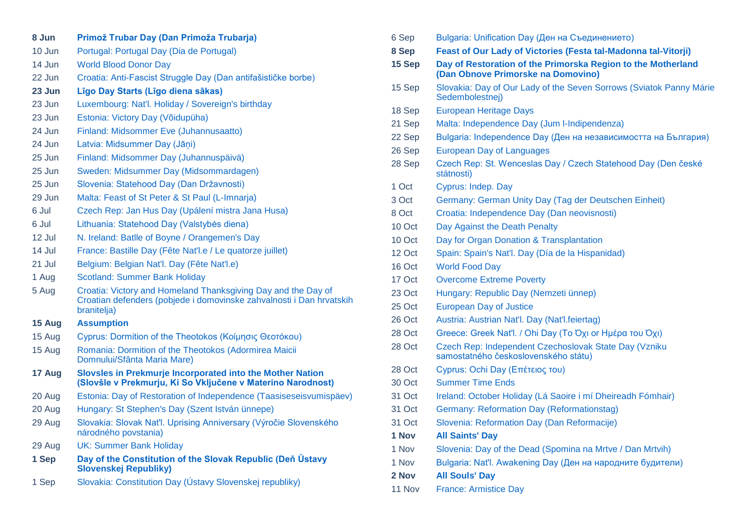**8 Jun** **Primož Trubar Day (Dan Primoža Trubarja)**
10 Jun Portugal: Portugal Day (Dia de Portugal)
14 Jun World Blood Donor Day
22 Jun Croatia: Anti-Fascist Struggle Day (Dan antifašističke borbe)
**23 Jun** **Līgo Day Starts (Līgo diena sākas)**
23 Jun Luxembourg: Nat'l. Holiday / Sovereign's birthday
23 Jun Estonia: Victory Day (Võidupüha)
24 Jun Finland: Midsommer Eve (Juhannusaatto)
24 Jun Latvia: Midsummer Day (Jāņi)
25 Jun Finland: Midsommer Day (Juhannuspäivä)
25 Jun Sweden: Midsummer Day (Midsommardagen)
25 Jun Slovenia: Statehood Day (Dan Državnosti)
29 Jun Malta: Feast of St Peter & St Paul (L-Imnarja)
6 Jul Czech Rep: Jan Hus Day (Upálení mistra Jana Husa)
6 Jul Lithuania: Statehood Day (Valstybės diena)
12 Jul N. Ireland: Batlle of Boyne / Orangemen's Day
14 Jul France: Bastille Day (Fête Nat'l.e / Le quatorze juillet)
21 Jul Belgium: Belgian Nat'l. Day (Fête Nat'l.e)
1 Aug Scotland: Summer Bank Holiday
5 Aug Croatia: Victory and Homeland Thanksgiving Day and the Day of Croatian defenders (pobjede i domovinske zahvalnosti i Dan hrvatskih branitelja)
**15 Aug** **Assumption**
15 Aug Cyprus: Dormition of the Theotokos (Κοίμησις Θεοτόκου)
15 Aug Romania: Dormition of the Theotokos (Adormirea Maicii Domnului/Sfânta Maria Mare)
**17 Aug** **Slovsles in Prekmurje Incorporated into the Mother Nation (Slovšle v Prekmurju, Ki So Vključene v Materino Narodnost)**
20 Aug Estonia: Day of Restoration of Independence (Taasiseseisvumispäev)
20 Aug Hungary: St Stephen's Day (Szent István ünnepe)
29 Aug Slovakia: Slovak Nat'l. Uprising Anniversary (Výročie Slovenského národného povstania)
29 Aug UK: Summer Bank Holiday
**1 Sep** **Day of the Constitution of the Slovak Republic (Deň Ústavy Slovenskej Republiky)**
1 Sep Slovakia: Constitution Day (Ústavy Slovenskej republiky)
6 Sep Bulgaria: Unification Day (Ден на Съединението)
**8 Sep** **Feast of Our Lady of Victories (Festa tal-Madonna tal-Vitorji)**
**15 Sep** **Day of Restoration of the Primorska Region to the Motherland (Dan Obnove Primorske na Domovino)**
15 Sep Slovakia: Day of Our Lady of the Seven Sorrows (Sviatok Panny Márie Sedembolestnej)
18 Sep European Heritage Days
21 Sep Malta: Independence Day (Jum l-Indipendenza)
22 Sep Bulgaria: Independence Day (Ден на независимостта на България)
26 Sep European Day of Languages
28 Sep Czech Rep: St. Wenceslas Day / Czech Statehood Day (Den české státnosti)
1 Oct Cyprus: Indep. Day
3 Oct Germany: German Unity Day (Tag der Deutschen Einheit)
8 Oct Croatia: Independence Day (Dan neovisnosti)
10 Oct Day Against the Death Penalty
10 Oct Day for Organ Donation & Transplantation
12 Oct Spain: Spain's Nat'l. Day (Día de la Hispanidad)
16 Oct World Food Day
17 Oct Overcome Extreme Poverty
23 Oct Hungary: Republic Day (Nemzeti ünnep)
25 Oct European Day of Justice
26 Oct Austria: Austrian Nat'l. Day (Nat'l.feiertag)
28 Oct Greece: Greek Nat'l. / Ohi Day (Το Όχι or Ημέρα του Όχι)
28 Oct Czech Rep: Independent Czechoslovak State Day (Vzniku samostatného československého státu)
28 Oct Cyprus: Ochi Day (Επέτειος του)
30 Oct Summer Time Ends
31 Oct Ireland: October Holiday (Lá Saoire i mí Dheireadh Fómhair)
31 Oct Germany: Reformation Day (Reformationstag)
31 Oct Slovenia: Reformation Day (Dan Reformacije)
**1 Nov** **All Saints' Day**
1 Nov Slovenia: Day of the Dead (Spomina na Mrtve / Dan Mrtvih)
1 Nov Bulgaria: Nat'l. Awakening Day (Ден на народните будители)
**2 Nov** **All Souls' Day**
11 Nov France: Armistice Day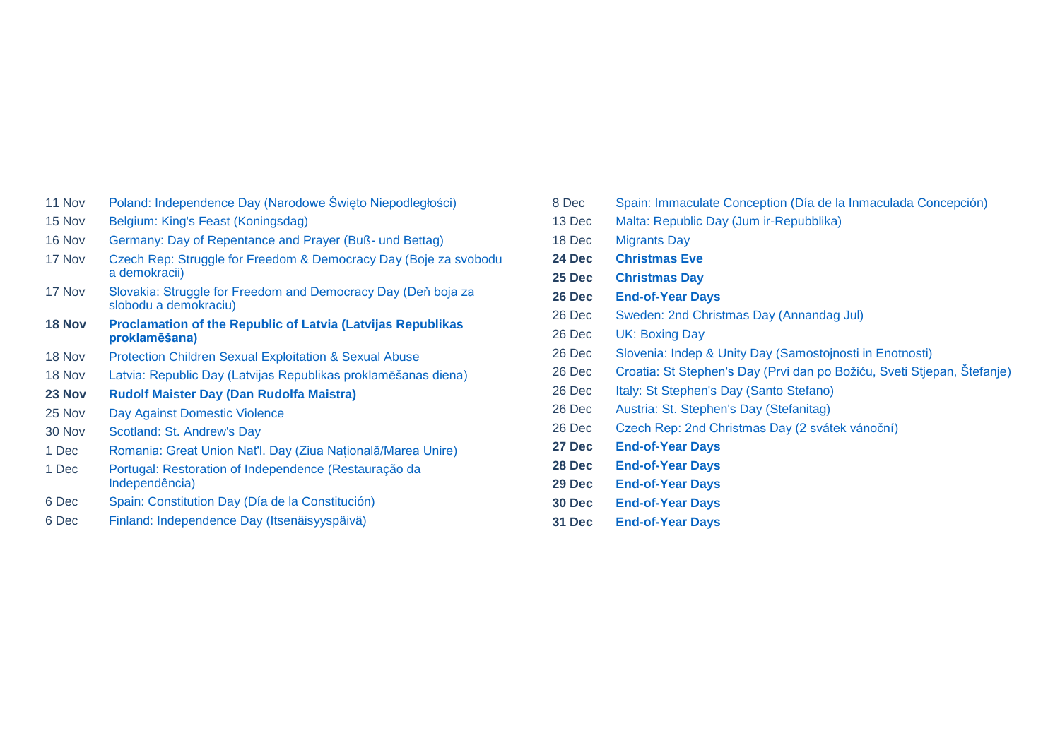| | |
|---|---|
| 11 Nov | Poland: Independence Day (Narodowe Święto Niepodległości) |
| 15 Nov | Belgium: King's Feast (Koningsdag) |
| 16 Nov | Germany: Day of Repentance and Prayer (Buß- und Bettag) |
| 17 Nov | Czech Rep: Struggle for Freedom & Democracy Day (Boje za svobodu a demokracii) |
| 17 Nov | Slovakia: Struggle for Freedom and Democracy Day (Deň boja za slobodu a demokraciu) |
| **18 Nov** | **Proclamation of the Republic of Latvia (Latvijas Republikas proklamēšana)** |
| 18 Nov | Protection Children Sexual Exploitation & Sexual Abuse |
| 18 Nov | Latvia: Republic Day (Latvijas Republikas proklamēšanas diena) |
| **23 Nov** | **Rudolf Maister Day (Dan Rudolfa Maistra)** |
| 25 Nov | Day Against Domestic Violence |
| 30 Nov | Scotland: St. Andrew's Day |
| 1 Dec | Romania: Great Union Nat'l. Day (Ziua Națională/Marea Unire) |
| 1 Dec | Portugal: Restoration of Independence (Restauração da Independência) |
| 6 Dec | Spain: Constitution Day (Día de la Constitución) |
| 6 Dec | Finland: Independence Day (Itsenäisyyspäivä) |
| 8 Dec | Spain: Immaculate Conception (Día de la Inmaculada Concepción) |
| 13 Dec | Malta: Republic Day (Jum ir-Repubblika) |
| 18 Dec | Migrants Day |
| **24 Dec** | **Christmas Eve** |
| **25 Dec** | **Christmas Day** |
| **26 Dec** | **End-of-Year Days** |
| 26 Dec | Sweden: 2nd Christmas Day (Annandag Jul) |
| 26 Dec | UK: Boxing Day |
| 26 Dec | Slovenia: Indep & Unity Day (Samostojnosti in Enotnosti) |
| 26 Dec | Croatia: St Stephen's Day (Prvi dan po Božiću, Sveti Stjepan, Štefanje) |
| 26 Dec | Italy: St Stephen's Day (Santo Stefano) |
| 26 Dec | Austria: St. Stephen's Day (Stefanitag) |
| 26 Dec | Czech Rep: 2nd Christmas Day (2 svátek vánoční) |
| **27 Dec** | **End-of-Year Days** |
| **28 Dec** | **End-of-Year Days** |
| **29 Dec** | **End-of-Year Days** |
| **30 Dec** | **End-of-Year Days** |
| **31 Dec** | **End-of-Year Days** |